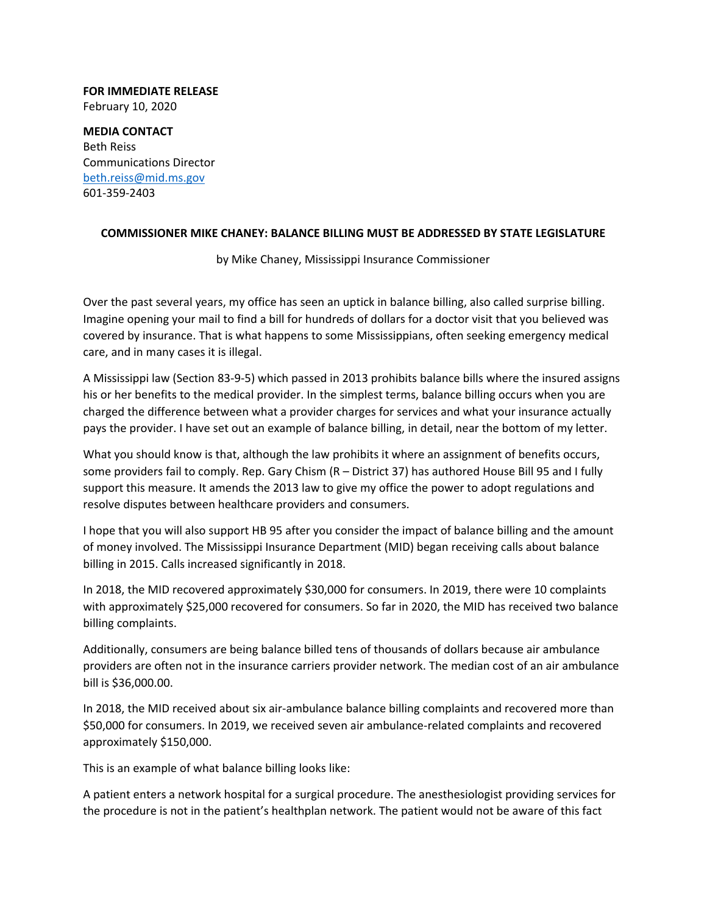**FOR IMMEDIATE RELEASE**
February 10, 2020

**MEDIA CONTACT**
Beth Reiss
Communications Director
beth.reiss@mid.ms.gov
601-359-2403

**COMMISSIONER MIKE CHANEY: BALANCE BILLING MUST BE ADDRESSED BY STATE LEGISLATURE**

by Mike Chaney, Mississippi Insurance Commissioner

Over the past several years, my office has seen an uptick in balance billing, also called surprise billing. Imagine opening your mail to find a bill for hundreds of dollars for a doctor visit that you believed was covered by insurance. That is what happens to some Mississippians, often seeking emergency medical care, and in many cases it is illegal.

A Mississippi law (Section 83-9-5) which passed in 2013 prohibits balance bills where the insured assigns his or her benefits to the medical provider. In the simplest terms, balance billing occurs when you are charged the difference between what a provider charges for services and what your insurance actually pays the provider. I have set out an example of balance billing, in detail, near the bottom of my letter.

What you should know is that, although the law prohibits it where an assignment of benefits occurs, some providers fail to comply. Rep. Gary Chism (R – District 37) has authored House Bill 95 and I fully support this measure. It amends the 2013 law to give my office the power to adopt regulations and resolve disputes between healthcare providers and consumers.

I hope that you will also support HB 95 after you consider the impact of balance billing and the amount of money involved. The Mississippi Insurance Department (MID) began receiving calls about balance billing in 2015. Calls increased significantly in 2018.

In 2018, the MID recovered approximately $30,000 for consumers. In 2019, there were 10 complaints with approximately $25,000 recovered for consumers. So far in 2020, the MID has received two balance billing complaints.

Additionally, consumers are being balance billed tens of thousands of dollars because air ambulance providers are often not in the insurance carriers provider network. The median cost of an air ambulance bill is $36,000.00.

In 2018, the MID received about six air-ambulance balance billing complaints and recovered more than $50,000 for consumers. In 2019, we received seven air ambulance-related complaints and recovered approximately $150,000.

This is an example of what balance billing looks like:

A patient enters a network hospital for a surgical procedure. The anesthesiologist providing services for the procedure is not in the patient's healthplan network. The patient would not be aware of this fact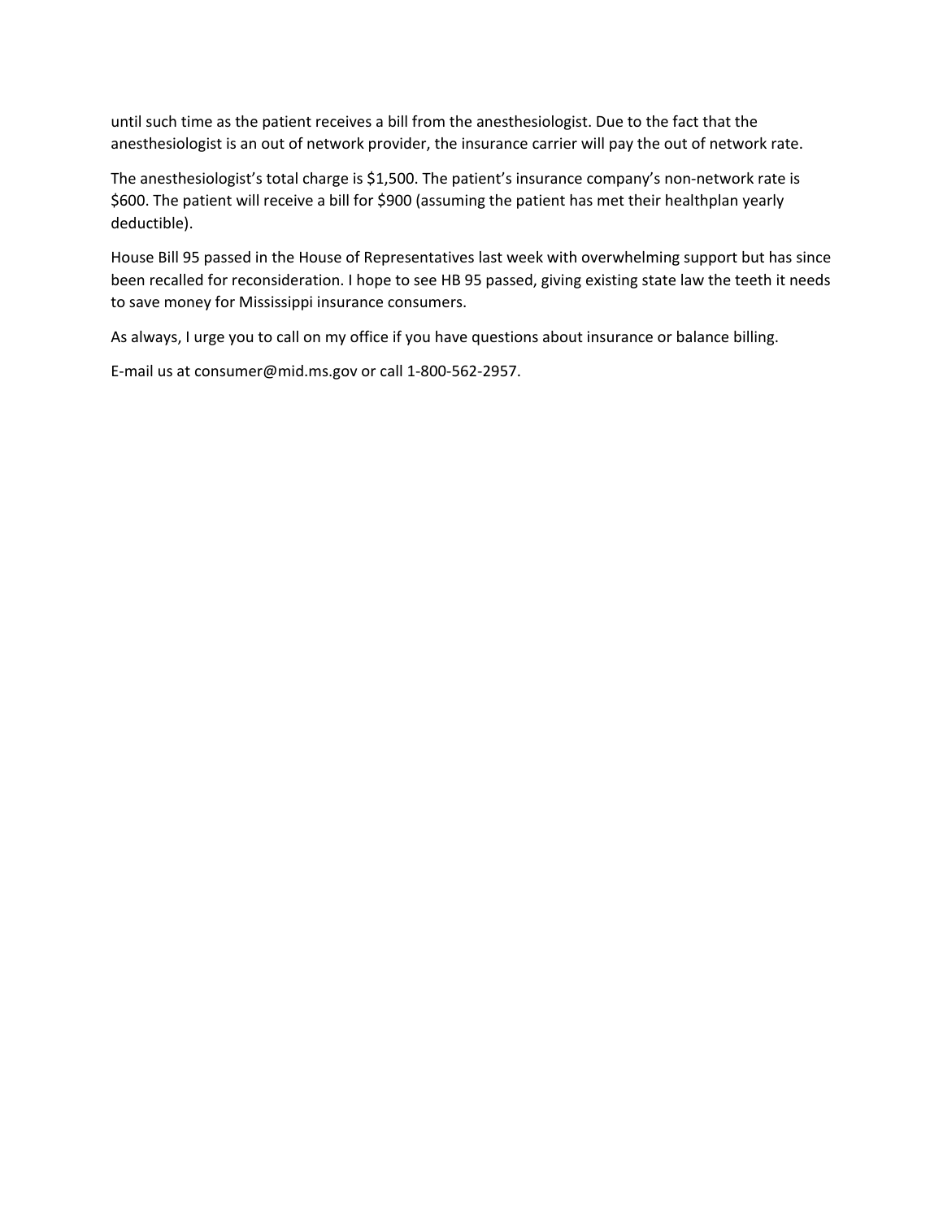until such time as the patient receives a bill from the anesthesiologist. Due to the fact that the anesthesiologist is an out of network provider, the insurance carrier will pay the out of network rate.

The anesthesiologist's total charge is $1,500. The patient's insurance company's non-network rate is $600. The patient will receive a bill for $900 (assuming the patient has met their healthplan yearly deductible).

House Bill 95 passed in the House of Representatives last week with overwhelming support but has since been recalled for reconsideration. I hope to see HB 95 passed, giving existing state law the teeth it needs to save money for Mississippi insurance consumers.

As always, I urge you to call on my office if you have questions about insurance or balance billing.

E-mail us at consumer@mid.ms.gov or call 1-800-562-2957.